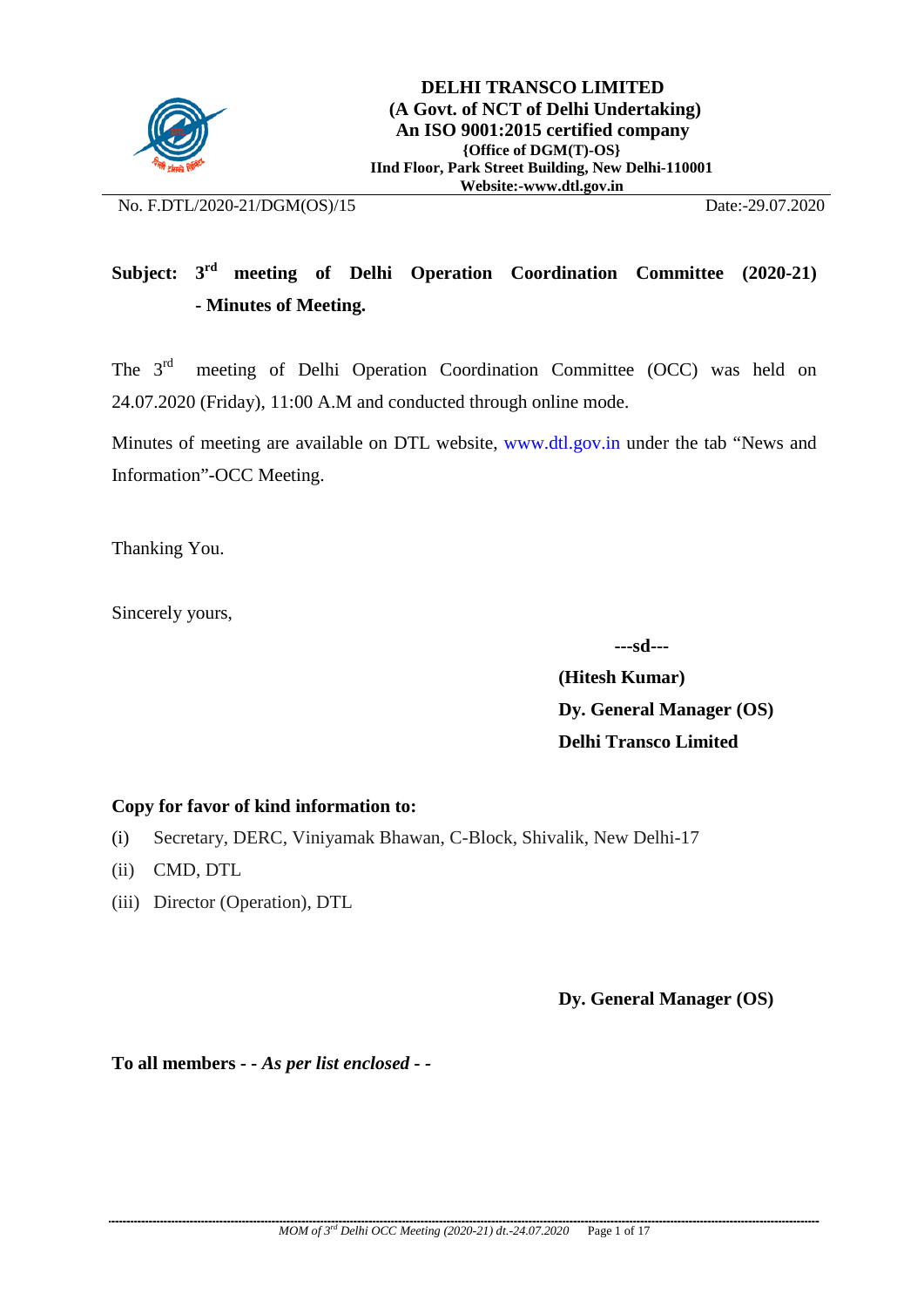**DELHI TRANSCO LIMITED**
**(A Govt. of NCT of Delhi Undertaking)**
**An ISO 9001:2015 certified company**
**{Office of DGM(T)-OS}**
**IInd Floor, Park Street Building, New Delhi-110001**
**Website:-www.dtl.gov.in**

No. F.DTL/2020-21/DGM(OS)/15 Date:-29.07.2020

**Subject: 3rd meeting of Delhi Operation Coordination Committee (2020-21) - Minutes of Meeting.**

The 3rd meeting of Delhi Operation Coordination Committee (OCC) was held on 24.07.2020 (Friday), 11:00 A.M and conducted through online mode.

Minutes of meeting are available on DTL website, www.dtl.gov.in under the tab "News and Information"-OCC Meeting.

Thanking You.

Sincerely yours,

**---sd---**

**(Hitesh Kumar)**
**Dy. General Manager (OS)**
**Delhi Transco Limited**

**Copy for favor of kind information to:**

(i) Secretary, DERC, Viniyamak Bhawan, C-Block, Shivalik, New Delhi-17
(ii) CMD, DTL
(iii) Director (Operation), DTL

**Dy. General Manager (OS)**

**To all members - -** ***As per list enclosed*** **- -**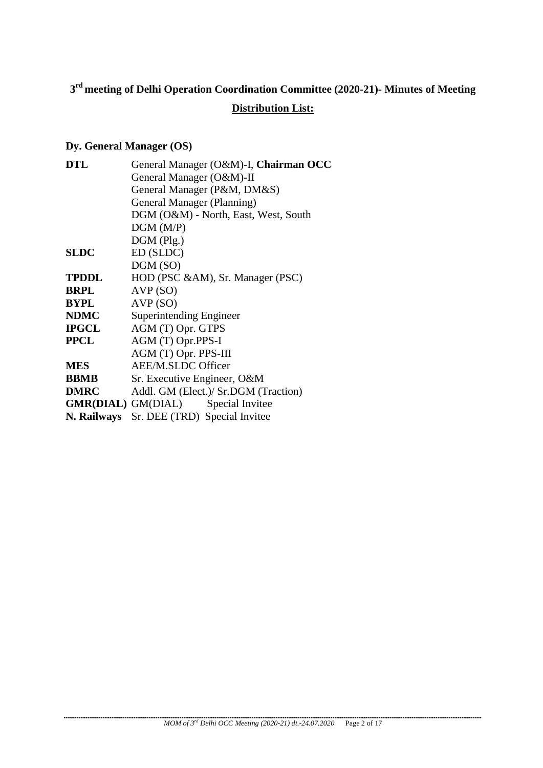## 3rd meeting of Delhi Operation Coordination Committee (2020-21)- Minutes of Meeting

**Distribution List:**

**Dy. General Manager (OS)**

| | |
|---|---|
| **DTL** | General Manager (O&M)-I, **Chairman OCC** |
| | General Manager (O&M)-II |
| | General Manager (P&M, DM&S) |
| | General Manager (Planning) |
| | DGM (O&M) - North, East, West, South |
| | DGM (M/P) |
| | DGM (Plg.) |
| **SLDC** | ED (SLDC) |
| | DGM (SO) |
| **TPDDL** | HOD (PSC &AM), Sr. Manager (PSC) |
| **BRPL** | AVP (SO) |
| **BYPL** | AVP (SO) |
| **NDMC** | Superintending Engineer |
| **IPGCL** | AGM (T) Opr. GTPS |
| **PPCL** | AGM (T) Opr.PPS-I |
| | AGM (T) Opr. PPS-III |
| **MES** | AEE/M.SLDC Officer |
| **BBMB** | Sr. Executive Engineer, O&M |
| **DMRC** | Addl. GM (Elect.)/ Sr.DGM (Traction) |
| **GMR(DIAL)** | GM(DIAL) Special Invitee |
| **N. Railways** | Sr. DEE (TRD) Special Invitee |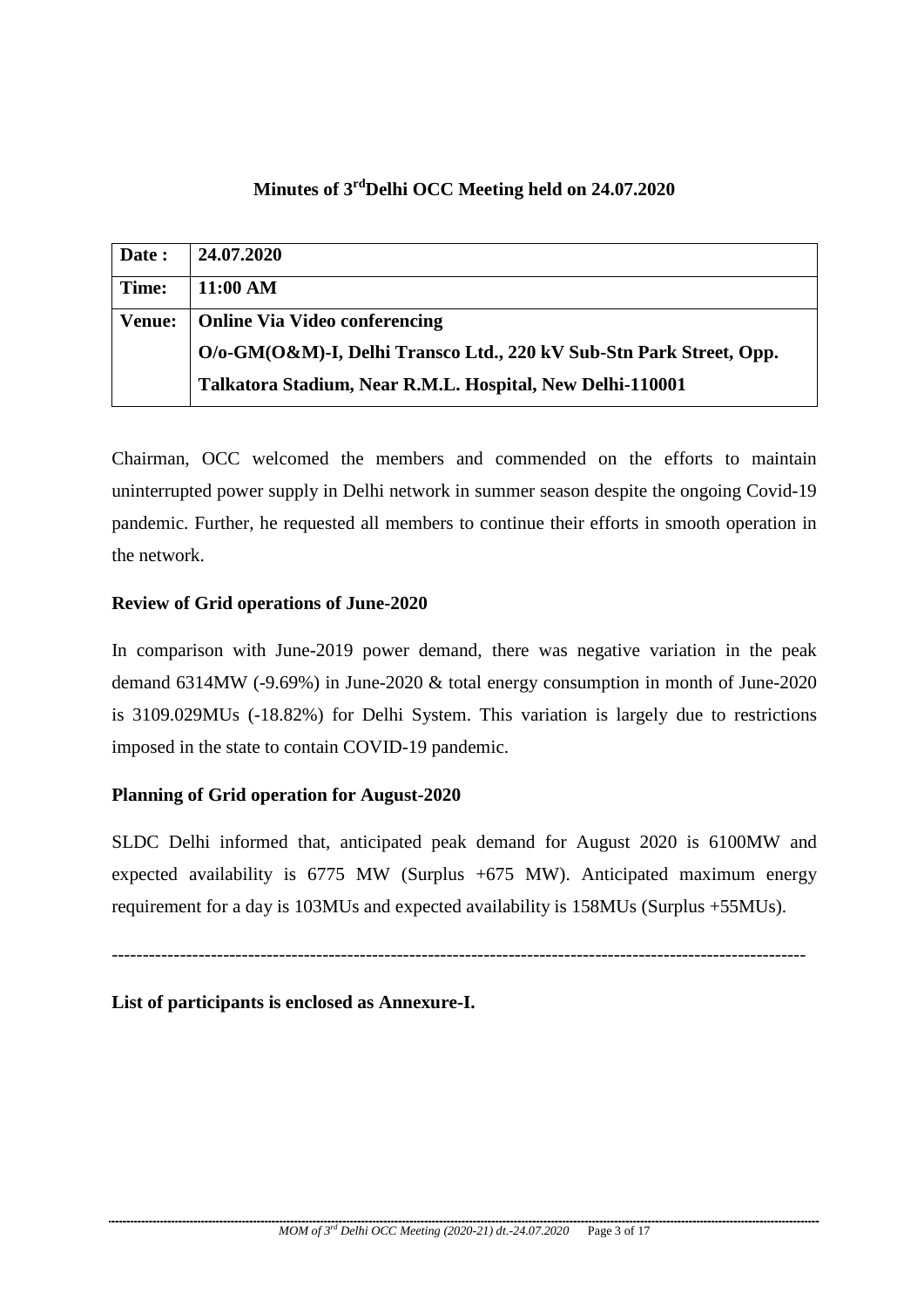# Minutes of 3rd Delhi OCC Meeting held on 24.07.2020

| Date : | 24.07.2020 |
|---|---|
| Time: | 11:00 AM |
| Venue: | Online Via Video conferencing<br>O/o-GM(O&M)-I, Delhi Transco Ltd., 220 kV Sub-Stn Park Street, Opp. Talkatora Stadium, Near R.M.L. Hospital, New Delhi-110001 |

Chairman, OCC welcomed the members and commended on the efforts to maintain uninterrupted power supply in Delhi network in summer season despite the ongoing Covid-19 pandemic. Further, he requested all members to continue their efforts in smooth operation in the network.

**Review of Grid operations of June-2020**

In comparison with June-2019 power demand, there was negative variation in the peak demand 6314MW (-9.69%) in June-2020 & total energy consumption in month of June-2020 is 3109.029MUs (-18.82%) for Delhi System. This variation is largely due to restrictions imposed in the state to contain COVID-19 pandemic.

**Planning of Grid operation for August-2020**

SLDC Delhi informed that, anticipated peak demand for August 2020 is 6100MW and expected availability is 6775 MW (Surplus +675 MW). Anticipated maximum energy requirement for a day is 103MUs and expected availability is 158MUs (Surplus +55MUs).

---

**List of participants is enclosed as Annexure-I.**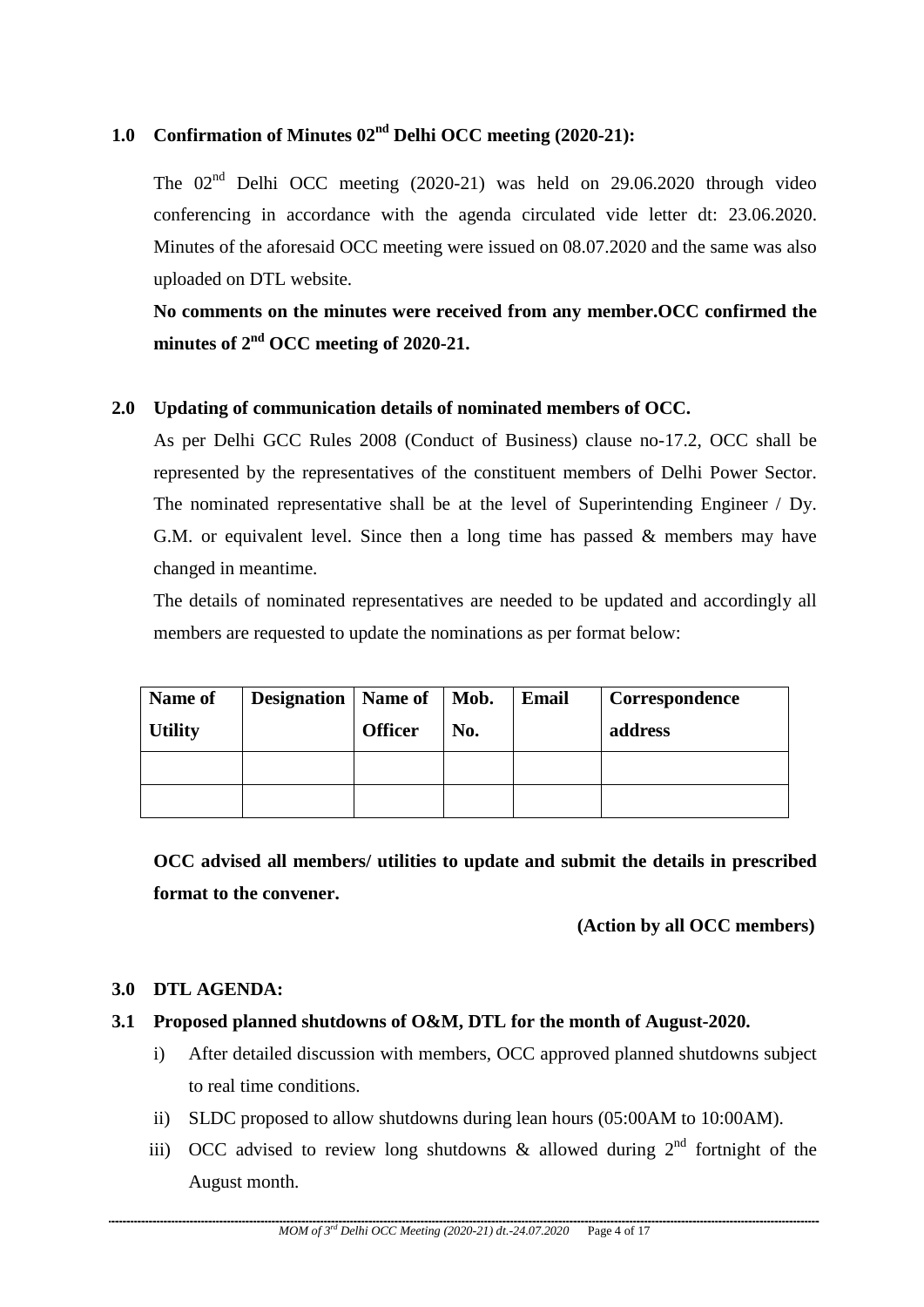## 1.0 Confirmation of Minutes 02nd Delhi OCC meeting (2020-21):

The 02nd Delhi OCC meeting (2020-21) was held on 29.06.2020 through video conferencing in accordance with the agenda circulated vide letter dt: 23.06.2020. Minutes of the aforesaid OCC meeting were issued on 08.07.2020 and the same was also uploaded on DTL website.

**No comments on the minutes were received from any member.OCC confirmed the minutes of 2nd OCC meeting of 2020-21.**

## 2.0 Updating of communication details of nominated members of OCC.

As per Delhi GCC Rules 2008 (Conduct of Business) clause no-17.2, OCC shall be represented by the representatives of the constituent members of Delhi Power Sector. The nominated representative shall be at the level of Superintending Engineer / Dy. G.M. or equivalent level. Since then a long time has passed & members may have changed in meantime.

The details of nominated representatives are needed to be updated and accordingly all members are requested to update the nominations as per format below:

| Name of Utility | Designation | Name of Officer | Mob. No. | Email | Correspondence address |
|---|---|---|---|---|---|
| | | | | | |
| | | | | | |

**OCC advised all members/ utilities to update and submit the details in prescribed format to the convener.**

**(Action by all OCC members)**

## 3.0 DTL AGENDA:

### 3.1 Proposed planned shutdowns of O&M, DTL for the month of August-2020.

i) After detailed discussion with members, OCC approved planned shutdowns subject to real time conditions.

ii) SLDC proposed to allow shutdowns during lean hours (05:00AM to 10:00AM).

iii) OCC advised to review long shutdowns & allowed during 2nd fortnight of the August month.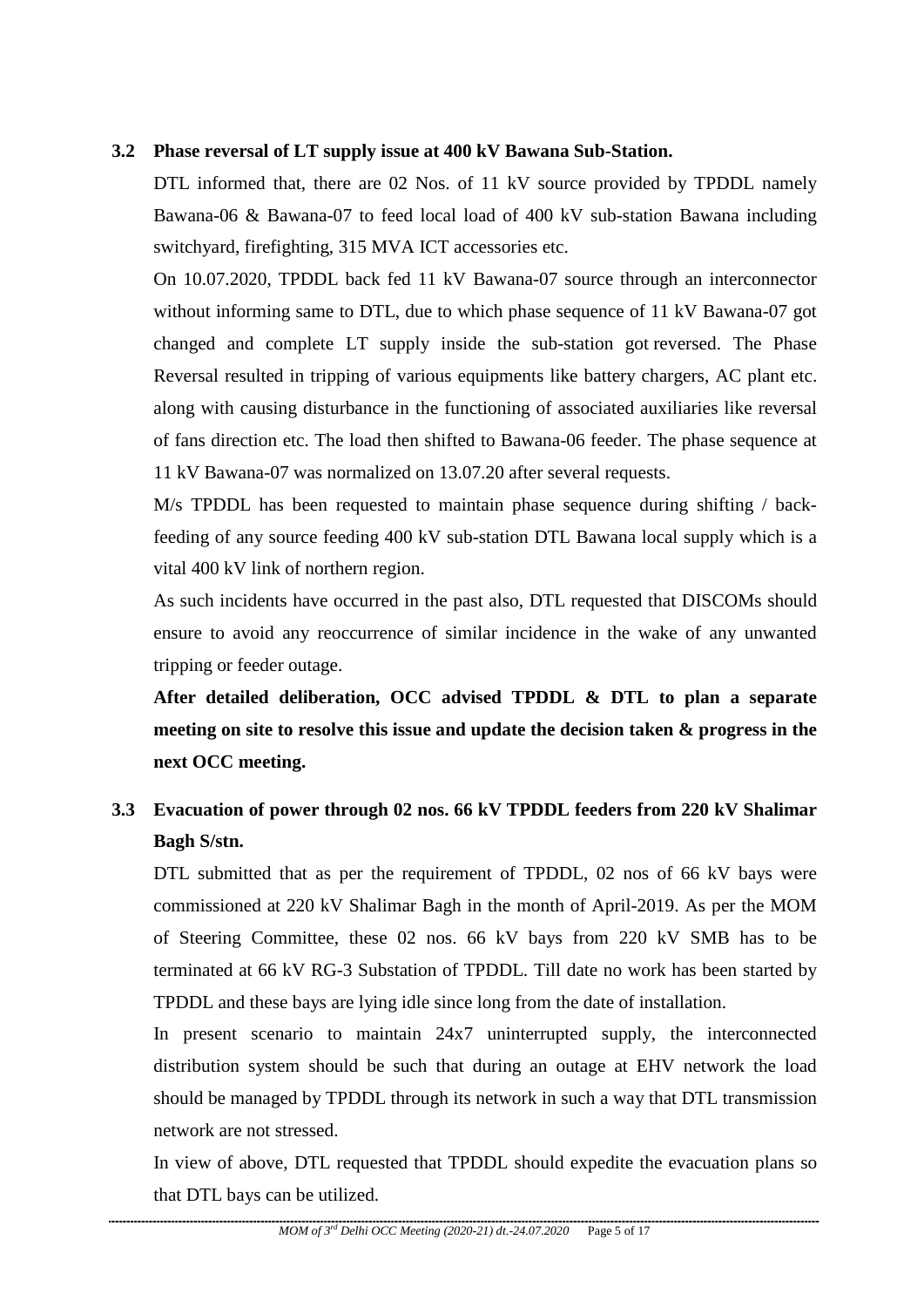### 3.2 Phase reversal of LT supply issue at 400 kV Bawana Sub-Station.

DTL informed that, there are 02 Nos. of 11 kV source provided by TPDDL namely Bawana-06 & Bawana-07 to feed local load of 400 kV sub-station Bawana including switchyard, firefighting, 315 MVA ICT accessories etc.

On 10.07.2020, TPDDL back fed 11 kV Bawana-07 source through an interconnector without informing same to DTL, due to which phase sequence of 11 kV Bawana-07 got changed and complete LT supply inside the sub-station got reversed. The Phase Reversal resulted in tripping of various equipments like battery chargers, AC plant etc. along with causing disturbance in the functioning of associated auxiliaries like reversal of fans direction etc. The load then shifted to Bawana-06 feeder. The phase sequence at 11 kV Bawana-07 was normalized on 13.07.20 after several requests.

M/s TPDDL has been requested to maintain phase sequence during shifting / back-feeding of any source feeding 400 kV sub-station DTL Bawana local supply which is a vital 400 kV link of northern region.

As such incidents have occurred in the past also, DTL requested that DISCOMs should ensure to avoid any reoccurrence of similar incidence in the wake of any unwanted tripping or feeder outage.

**After detailed deliberation, OCC advised TPDDL & DTL to plan a separate meeting on site to resolve this issue and update the decision taken & progress in the next OCC meeting.**

### 3.3 Evacuation of power through 02 nos. 66 kV TPDDL feeders from 220 kV Shalimar Bagh S/stn.

DTL submitted that as per the requirement of TPDDL, 02 nos of 66 kV bays were commissioned at 220 kV Shalimar Bagh in the month of April-2019. As per the MOM of Steering Committee, these 02 nos. 66 kV bays from 220 kV SMB has to be terminated at 66 kV RG-3 Substation of TPDDL. Till date no work has been started by TPDDL and these bays are lying idle since long from the date of installation.

In present scenario to maintain 24x7 uninterrupted supply, the interconnected distribution system should be such that during an outage at EHV network the load should be managed by TPDDL through its network in such a way that DTL transmission network are not stressed.

In view of above, DTL requested that TPDDL should expedite the evacuation plans so that DTL bays can be utilized.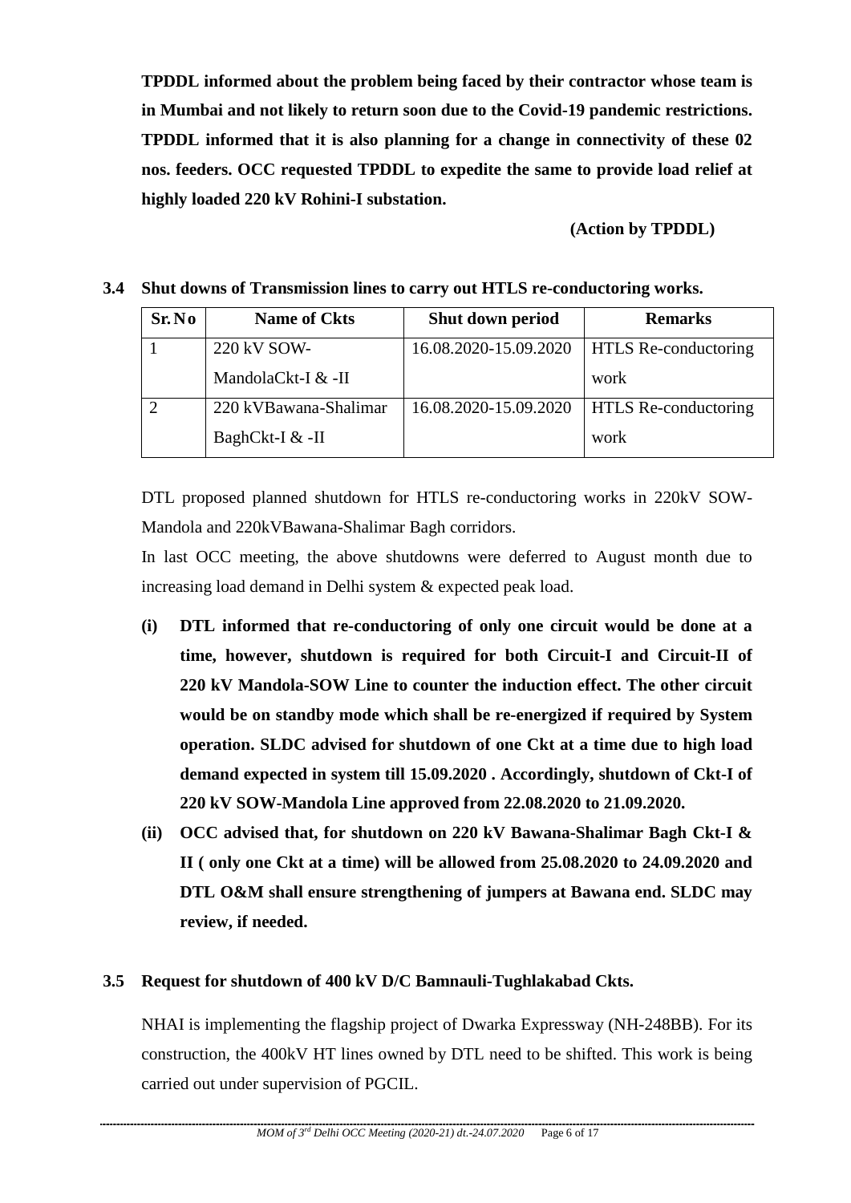**TPDDL informed about the problem being faced by their contractor whose team is in Mumbai and not likely to return soon due to the Covid-19 pandemic restrictions. TPDDL informed that it is also planning for a change in connectivity of these 02 nos. feeders. OCC requested TPDDL to expedite the same to provide load relief at highly loaded 220 kV Rohini-I substation.**

**(Action by TPDDL)**

**3.4 Shut downs of Transmission lines to carry out HTLS re-conductoring works.**

| Sr. No | Name of Ckts | Shut down period | Remarks |
|---|---|---|---|
| 1 | 220 kV SOW-MandolaCkt-I & -II | 16.08.2020-15.09.2020 | HTLS Re-conductoring work |
| 2 | 220 kVBawana-Shalimar BaghCkt-I & -II | 16.08.2020-15.09.2020 | HTLS Re-conductoring work |

DTL proposed planned shutdown for HTLS re-conductoring works in 220kV SOW-Mandola and 220kVBawana-Shalimar Bagh corridors.

In last OCC meeting, the above shutdowns were deferred to August month due to increasing load demand in Delhi system & expected peak load.

- **(i) DTL informed that re-conductoring of only one circuit would be done at a time, however, shutdown is required for both Circuit-I and Circuit-II of 220 kV Mandola-SOW Line to counter the induction effect. The other circuit would be on standby mode which shall be re-energized if required by System operation. SLDC advised for shutdown of one Ckt at a time due to high load demand expected in system till 15.09.2020 . Accordingly, shutdown of Ckt-I of 220 kV SOW-Mandola Line approved from 22.08.2020 to 21.09.2020.**
- **(ii) OCC advised that, for shutdown on 220 kV Bawana-Shalimar Bagh Ckt-I & II ( only one Ckt at a time) will be allowed from 25.08.2020 to 24.09.2020 and DTL O&M shall ensure strengthening of jumpers at Bawana end. SLDC may review, if needed.**

**3.5 Request for shutdown of 400 kV D/C Bamnauli-Tughlakabad Ckts.**

NHAI is implementing the flagship project of Dwarka Expressway (NH-248BB). For its construction, the 400kV HT lines owned by DTL need to be shifted. This work is being carried out under supervision of PGCIL.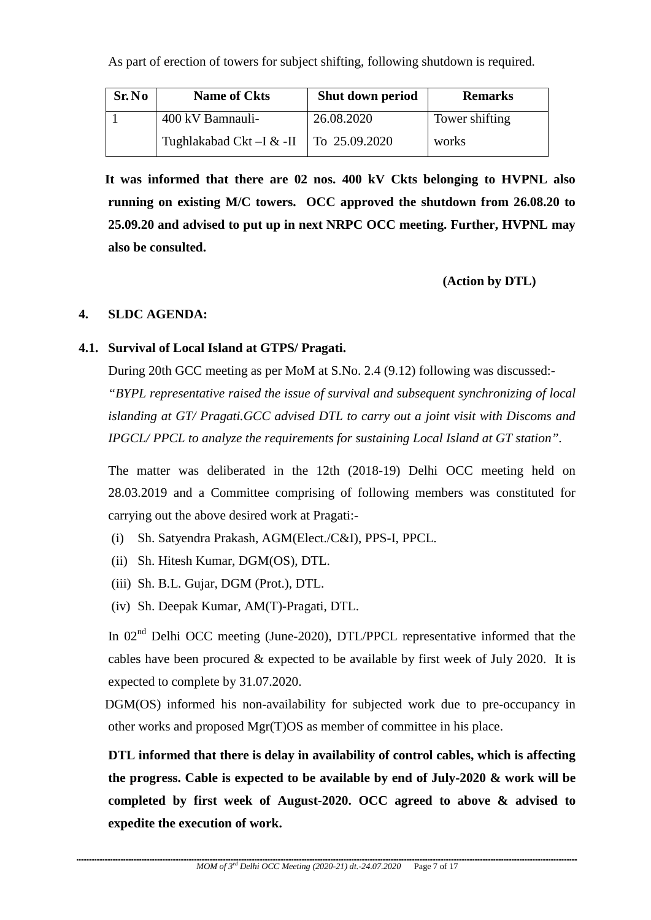As part of erection of towers for subject shifting, following shutdown is required.

| Sr.No | Name of Ckts | Shut down period | Remarks |
|---|---|---|---|
| 1 | 400 kV Bamnauli-Tughlakabad Ckt –I & -II | 26.08.2020 To 25.09.2020 | Tower shifting works |

**It was informed that there are 02 nos. 400 kV Ckts belonging to HVPNL also running on existing M/C towers. OCC approved the shutdown from 26.08.20 to 25.09.20 and advised to put up in next NRPC OCC meeting. Further, HVPNL may also be consulted.**

**(Action by DTL)**

## 4. SLDC AGENDA:

### 4.1. Survival of Local Island at GTPS/ Pragati.

During 20th GCC meeting as per MoM at S.No. 2.4 (9.12) following was discussed:-

*"BYPL representative raised the issue of survival and subsequent synchronizing of local islanding at GT/ Pragati.GCC advised DTL to carry out a joint visit with Discoms and IPGCL/ PPCL to analyze the requirements for sustaining Local Island at GT station".*

The matter was deliberated in the 12th (2018-19) Delhi OCC meeting held on 28.03.2019 and a Committee comprising of following members was constituted for carrying out the above desired work at Pragati:-

(i) Sh. Satyendra Prakash, AGM(Elect./C&I), PPS-I, PPCL.
(ii) Sh. Hitesh Kumar, DGM(OS), DTL.
(iii) Sh. B.L. Gujar, DGM (Prot.), DTL.
(iv) Sh. Deepak Kumar, AM(T)-Pragati, DTL.

In 02nd Delhi OCC meeting (June-2020), DTL/PPCL representative informed that the cables have been procured & expected to be available by first week of July 2020. It is expected to complete by 31.07.2020.

DGM(OS) informed his non-availability for subjected work due to pre-occupancy in other works and proposed Mgr(T)OS as member of committee in his place.

**DTL informed that there is delay in availability of control cables, which is affecting the progress. Cable is expected to be available by end of July-2020 & work will be completed by first week of August-2020. OCC agreed to above & advised to expedite the execution of work.**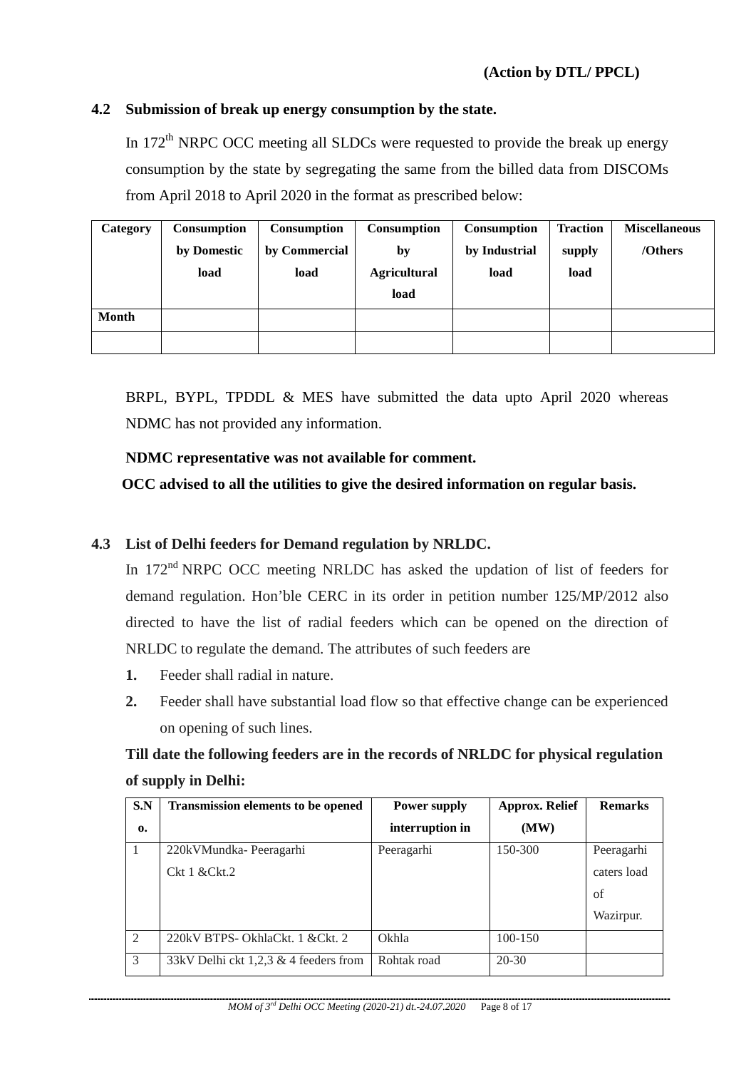**(Action by DTL/ PPCL)**

### 4.2 Submission of break up energy consumption by the state.

In 172[th] NRPC OCC meeting all SLDCs were requested to provide the break up energy consumption by the state by segregating the same from the billed data from DISCOMs from April 2018 to April 2020 in the format as prescribed below:

| Category | Consumption by Domestic load | Consumption by Commercial load | Consumption by Agricultural load | Consumption by Industrial load | Traction supply load | Miscellaneous /Others |
|---|---|---|---|---|---|---|
| Month | | | | | | |
| | | | | | | |

BRPL, BYPL, TPDDL & MES have submitted the data upto April 2020 whereas NDMC has not provided any information.

**NDMC representative was not available for comment.**

**OCC advised to all the utilities to give the desired information on regular basis.**

### 4.3 List of Delhi feeders for Demand regulation by NRLDC.

In 172[nd] NRPC OCC meeting NRLDC has asked the updation of list of feeders for demand regulation. Hon'ble CERC in its order in petition number 125/MP/2012 also directed to have the list of radial feeders which can be opened on the direction of NRLDC to regulate the demand. The attributes of such feeders are

1. Feeder shall radial in nature.
2. Feeder shall have substantial load flow so that effective change can be experienced on opening of such lines.

**Till date the following feeders are in the records of NRLDC for physical regulation of supply in Delhi:**

| S.No. | Transmission elements to be opened | Power supply interruption in | Approx. Relief (MW) | Remarks |
|---|---|---|---|---|
| 1 | 220kVMundka- Peeragarhi Ckt 1 &Ckt.2 | Peeragarhi | 150-300 | Peeragarhi caters load of Wazirpur. |
| 2 | 220kV BTPS- OkhlaCkt. 1 &Ckt. 2 | Okhla | 100-150 | |
| 3 | 33kV Delhi ckt 1,2,3 & 4 feeders from | Rohtak road | 20-30 | |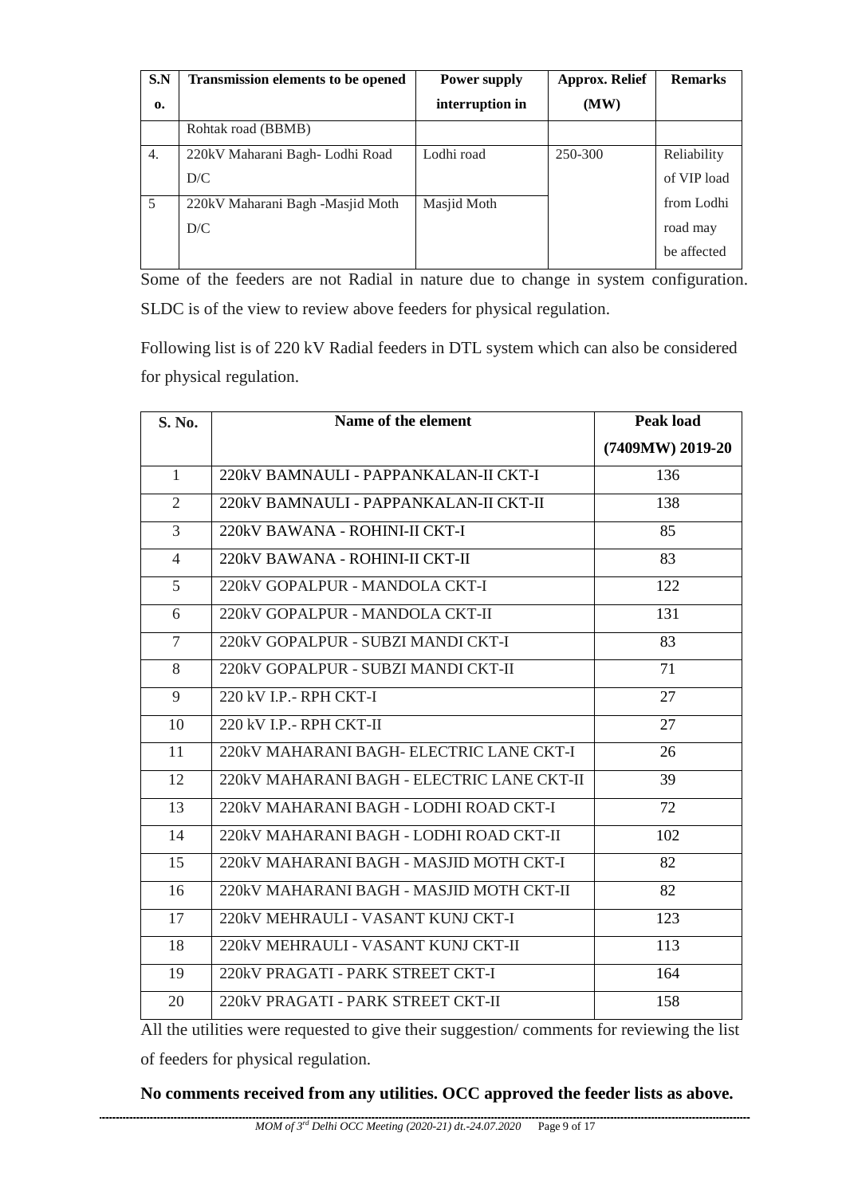| S.No. | Transmission elements to be opened | Power supply interruption in | Approx. Relief (MW) | Remarks |
|---|---|---|---|---|
| | Rohtak road (BBMB) | | | |
| 4. | 220kV Maharani Bagh- Lodhi Road D/C | Lodhi road | 250-300 | Reliability of VIP load from Lodhi road may be affected |
| 5 | 220kV Maharani Bagh -Masjid Moth D/C | Masjid Moth | | |

Some of the feeders are not Radial in nature due to change in system configuration. SLDC is of the view to review above feeders for physical regulation.

Following list is of 220 kV Radial feeders in DTL system which can also be considered for physical regulation.

| S. No. | Name of the element | Peak load (7409MW) 2019-20 |
|---|---|---|
| 1 | 220kV BAMNAULI - PAPPANKALAN-II CKT-I | 136 |
| 2 | 220kV BAMNAULI - PAPPANKALAN-II CKT-II | 138 |
| 3 | 220kV BAWANA - ROHINI-II CKT-I | 85 |
| 4 | 220kV BAWANA - ROHINI-II CKT-II | 83 |
| 5 | 220kV GOPALPUR - MANDOLA CKT-I | 122 |
| 6 | 220kV GOPALPUR - MANDOLA CKT-II | 131 |
| 7 | 220kV GOPALPUR - SUBZI MANDI CKT-I | 83 |
| 8 | 220kV GOPALPUR - SUBZI MANDI CKT-II | 71 |
| 9 | 220 kV I.P.- RPH CKT-I | 27 |
| 10 | 220 kV I.P.- RPH CKT-II | 27 |
| 11 | 220kV MAHARANI BAGH- ELECTRIC LANE CKT-I | 26 |
| 12 | 220kV MAHARANI BAGH - ELECTRIC LANE CKT-II | 39 |
| 13 | 220kV MAHARANI BAGH - LODHI ROAD CKT-I | 72 |
| 14 | 220kV MAHARANI BAGH - LODHI ROAD CKT-II | 102 |
| 15 | 220kV MAHARANI BAGH - MASJID MOTH CKT-I | 82 |
| 16 | 220kV MAHARANI BAGH - MASJID MOTH CKT-II | 82 |
| 17 | 220kV MEHRAULI - VASANT KUNJ CKT-I | 123 |
| 18 | 220kV MEHRAULI - VASANT KUNJ CKT-II | 113 |
| 19 | 220kV PRAGATI - PARK STREET CKT-I | 164 |
| 20 | 220kV PRAGATI - PARK STREET CKT-II | 158 |

All the utilities were requested to give their suggestion/ comments for reviewing the list of feeders for physical regulation.

**No comments received from any utilities. OCC approved the feeder lists as above.**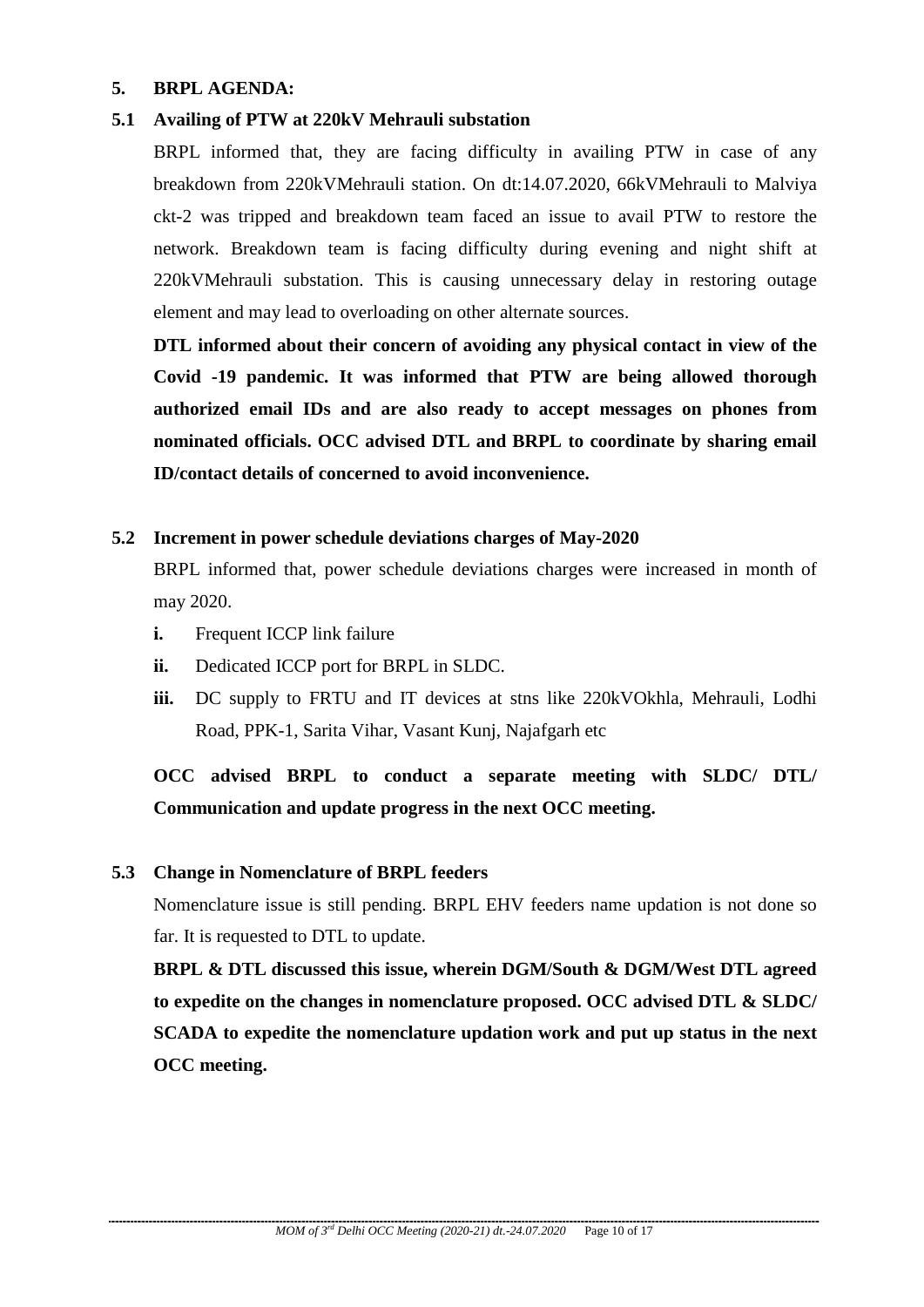## 5. BRPL AGENDA:

### 5.1 Availing of PTW at 220kV Mehrauli substation

BRPL informed that, they are facing difficulty in availing PTW in case of any breakdown from 220kVMehrauli station. On dt:14.07.2020, 66kVMehrauli to Malviya ckt-2 was tripped and breakdown team faced an issue to avail PTW to restore the network. Breakdown team is facing difficulty during evening and night shift at 220kVMehrauli substation. This is causing unnecessary delay in restoring outage element and may lead to overloading on other alternate sources.

**DTL informed about their concern of avoiding any physical contact in view of the Covid -19 pandemic. It was informed that PTW are being allowed thorough authorized email IDs and are also ready to accept messages on phones from nominated officials. OCC advised DTL and BRPL to coordinate by sharing email ID/contact details of concerned to avoid inconvenience.**

### 5.2 Increment in power schedule deviations charges of May-2020

BRPL informed that, power schedule deviations charges were increased in month of may 2020.

- **i.** Frequent ICCP link failure
- **ii.** Dedicated ICCP port for BRPL in SLDC.
- **iii.** DC supply to FRTU and IT devices at stns like 220kVOkhla, Mehrauli, Lodhi Road, PPK-1, Sarita Vihar, Vasant Kunj, Najafgarh etc

**OCC advised BRPL to conduct a separate meeting with SLDC/ DTL/ Communication and update progress in the next OCC meeting.**

### 5.3 Change in Nomenclature of BRPL feeders

Nomenclature issue is still pending. BRPL EHV feeders name updation is not done so far. It is requested to DTL to update.

**BRPL & DTL discussed this issue, wherein DGM/South & DGM/West DTL agreed to expedite on the changes in nomenclature proposed. OCC advised DTL & SLDC/ SCADA to expedite the nomenclature updation work and put up status in the next OCC meeting.**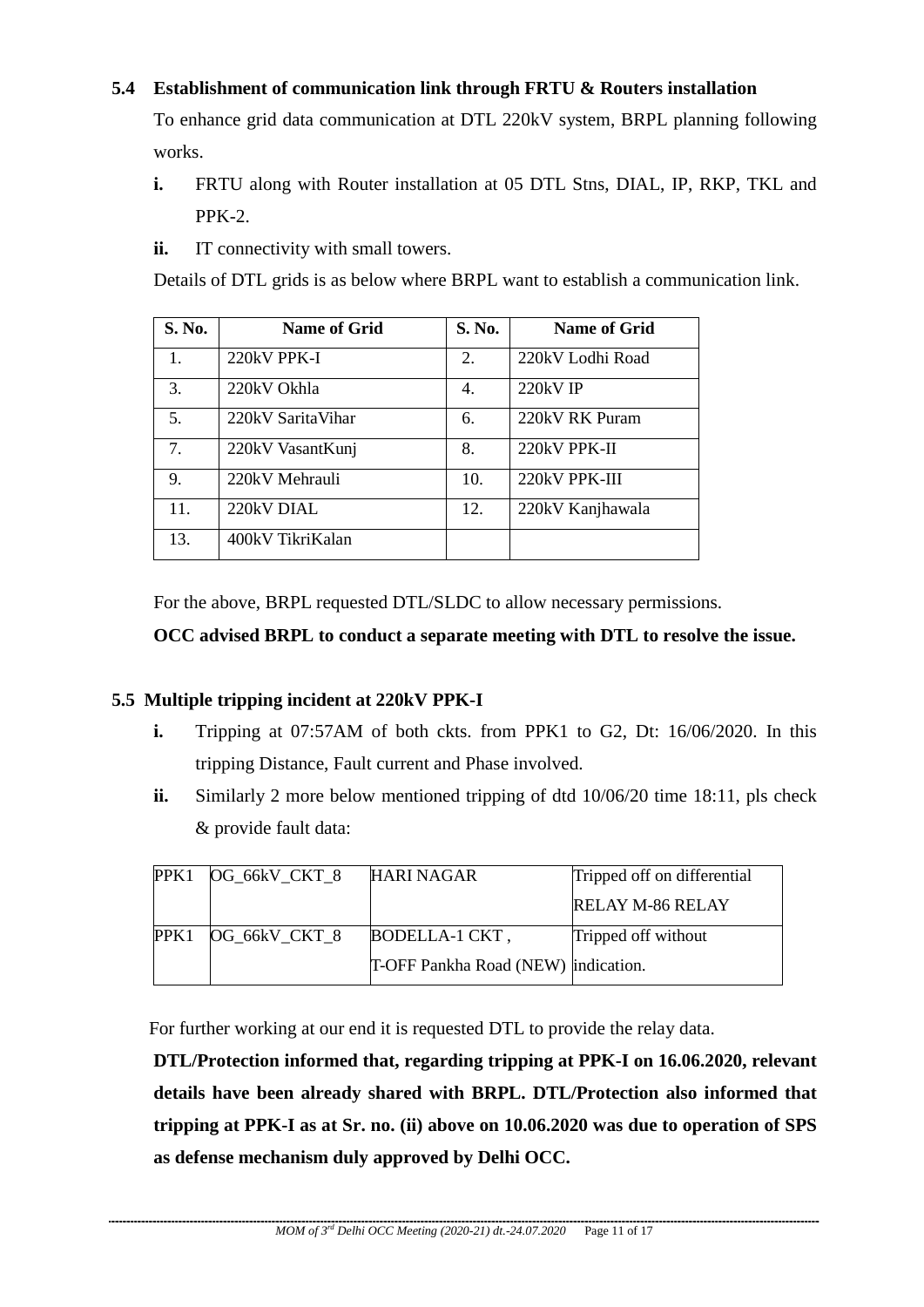### 5.4 Establishment of communication link through FRTU & Routers installation

To enhance grid data communication at DTL 220kV system, BRPL planning following works.

**i.** FRTU along with Router installation at 05 DTL Stns, DIAL, IP, RKP, TKL and PPK-2.

**ii.** IT connectivity with small towers.

Details of DTL grids is as below where BRPL want to establish a communication link.

| S. No. | Name of Grid | S. No. | Name of Grid |
|---|---|---|---|
| 1. | 220kV PPK-I | 2. | 220kV Lodhi Road |
| 3. | 220kV Okhla | 4. | 220kV IP |
| 5. | 220kV SaritaVihar | 6. | 220kV RK Puram |
| 7. | 220kV VasantKunj | 8. | 220kV PPK-II |
| 9. | 220kV Mehrauli | 10. | 220kV PPK-III |
| 11. | 220kV DIAL | 12. | 220kV Kanjhawala |
| 13. | 400kV TikriKalan | | |

For the above, BRPL requested DTL/SLDC to allow necessary permissions.

**OCC advised BRPL to conduct a separate meeting with DTL to resolve the issue.**

### 5.5 Multiple tripping incident at 220kV PPK-I

**i.** Tripping at 07:57AM of both ckts. from PPK1 to G2, Dt: 16/06/2020. In this tripping Distance, Fault current and Phase involved.

**ii.** Similarly 2 more below mentioned tripping of dtd 10/06/20 time 18:11, pls check & provide fault data:

| | | | |
|---|---|---|---|
| PPK1 | OG_66kV_CKT_8 | HARI NAGAR | Tripped off on differential RELAY M-86 RELAY |
| PPK1 | OG_66kV_CKT_8 | BODELLA-1 CKT , T-OFF Pankha Road (NEW) | Tripped off without indication. |

For further working at our end it is requested DTL to provide the relay data.

**DTL/Protection informed that, regarding tripping at PPK-I on 16.06.2020, relevant details have been already shared with BRPL. DTL/Protection also informed that tripping at PPK-I as at Sr. no. (ii) above on 10.06.2020 was due to operation of SPS as defense mechanism duly approved by Delhi OCC.**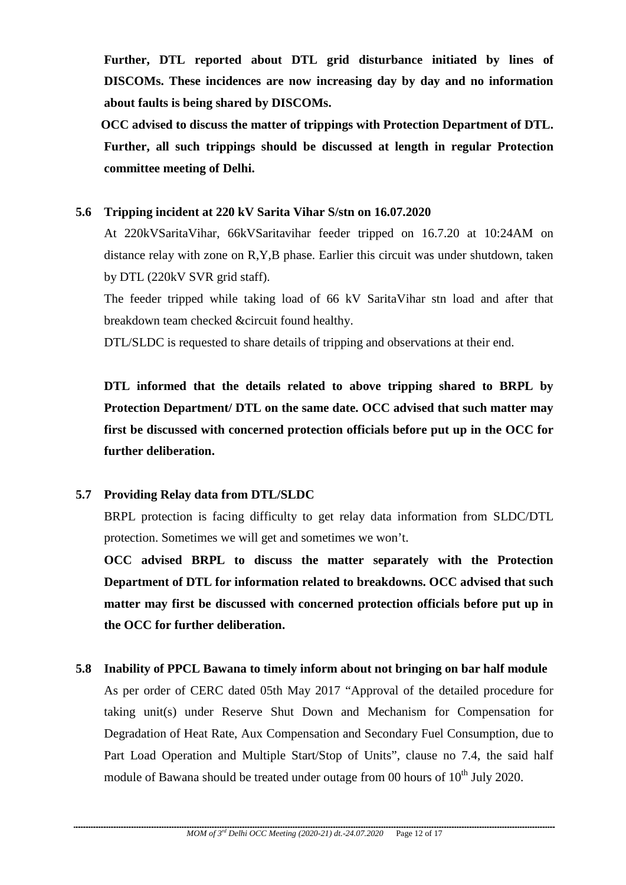**Further, DTL reported about DTL grid disturbance initiated by lines of DISCOMs. These incidences are now increasing day by day and no information about faults is being shared by DISCOMs.**

**OCC advised to discuss the matter of trippings with Protection Department of DTL. Further, all such trippings should be discussed at length in regular Protection committee meeting of Delhi.**

### 5.6 Tripping incident at 220 kV Sarita Vihar S/stn on 16.07.2020

At 220kVSaritaVihar, 66kVSaritavihar feeder tripped on 16.7.20 at 10:24AM on distance relay with zone on R,Y,B phase. Earlier this circuit was under shutdown, taken by DTL (220kV SVR grid staff).

The feeder tripped while taking load of 66 kV SaritaVihar stn load and after that breakdown team checked &circuit found healthy.

DTL/SLDC is requested to share details of tripping and observations at their end.

**DTL informed that the details related to above tripping shared to BRPL by Protection Department/ DTL on the same date. OCC advised that such matter may first be discussed with concerned protection officials before put up in the OCC for further deliberation.**

### 5.7 Providing Relay data from DTL/SLDC

BRPL protection is facing difficulty to get relay data information from SLDC/DTL protection. Sometimes we will get and sometimes we won't.

**OCC advised BRPL to discuss the matter separately with the Protection Department of DTL for information related to breakdowns. OCC advised that such matter may first be discussed with concerned protection officials before put up in the OCC for further deliberation.**

### 5.8 Inability of PPCL Bawana to timely inform about not bringing on bar half module

As per order of CERC dated 05th May 2017 "Approval of the detailed procedure for taking unit(s) under Reserve Shut Down and Mechanism for Compensation for Degradation of Heat Rate, Aux Compensation and Secondary Fuel Consumption, due to Part Load Operation and Multiple Start/Stop of Units", clause no 7.4, the said half module of Bawana should be treated under outage from 00 hours of 10th July 2020.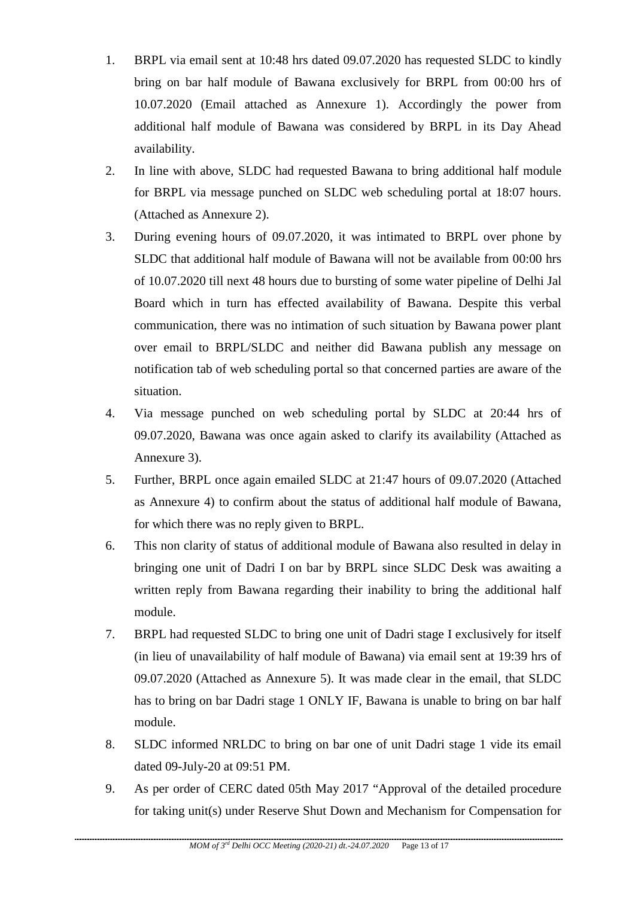1. BRPL via email sent at 10:48 hrs dated 09.07.2020 has requested SLDC to kindly bring on bar half module of Bawana exclusively for BRPL from 00:00 hrs of 10.07.2020 (Email attached as Annexure 1). Accordingly the power from additional half module of Bawana was considered by BRPL in its Day Ahead availability.
2. In line with above, SLDC had requested Bawana to bring additional half module for BRPL via message punched on SLDC web scheduling portal at 18:07 hours. (Attached as Annexure 2).
3. During evening hours of 09.07.2020, it was intimated to BRPL over phone by SLDC that additional half module of Bawana will not be available from 00:00 hrs of 10.07.2020 till next 48 hours due to bursting of some water pipeline of Delhi Jal Board which in turn has effected availability of Bawana. Despite this verbal communication, there was no intimation of such situation by Bawana power plant over email to BRPL/SLDC and neither did Bawana publish any message on notification tab of web scheduling portal so that concerned parties are aware of the situation.
4. Via message punched on web scheduling portal by SLDC at 20:44 hrs of 09.07.2020, Bawana was once again asked to clarify its availability (Attached as Annexure 3).
5. Further, BRPL once again emailed SLDC at 21:47 hours of 09.07.2020 (Attached as Annexure 4) to confirm about the status of additional half module of Bawana, for which there was no reply given to BRPL.
6. This non clarity of status of additional module of Bawana also resulted in delay in bringing one unit of Dadri I on bar by BRPL since SLDC Desk was awaiting a written reply from Bawana regarding their inability to bring the additional half module.
7. BRPL had requested SLDC to bring one unit of Dadri stage I exclusively for itself (in lieu of unavailability of half module of Bawana) via email sent at 19:39 hrs of 09.07.2020 (Attached as Annexure 5). It was made clear in the email, that SLDC has to bring on bar Dadri stage 1 ONLY IF, Bawana is unable to bring on bar half module.
8. SLDC informed NRLDC to bring on bar one of unit Dadri stage 1 vide its email dated 09-July-20 at 09:51 PM.
9. As per order of CERC dated 05th May 2017 "Approval of the detailed procedure for taking unit(s) under Reserve Shut Down and Mechanism for Compensation for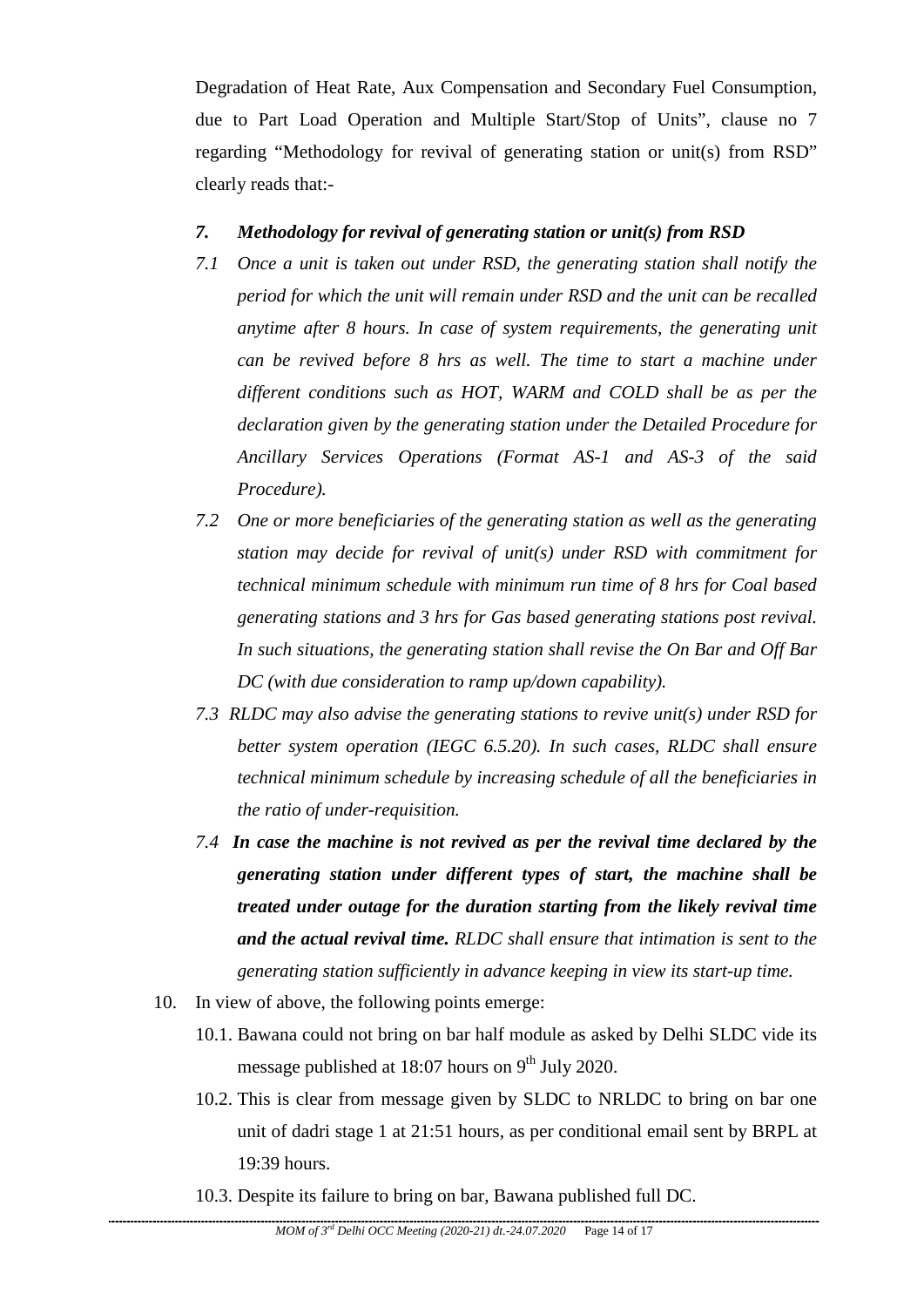Degradation of Heat Rate, Aux Compensation and Secondary Fuel Consumption, due to Part Load Operation and Multiple Start/Stop of Units", clause no 7 regarding "Methodology for revival of generating station or unit(s) from RSD" clearly reads that:-

***7. Methodology for revival of generating station or unit(s) from RSD***

*7.1 Once a unit is taken out under RSD, the generating station shall notify the period for which the unit will remain under RSD and the unit can be recalled anytime after 8 hours. In case of system requirements, the generating unit can be revived before 8 hrs as well. The time to start a machine under different conditions such as HOT, WARM and COLD shall be as per the declaration given by the generating station under the Detailed Procedure for Ancillary Services Operations (Format AS-1 and AS-3 of the said Procedure).*

*7.2 One or more beneficiaries of the generating station as well as the generating station may decide for revival of unit(s) under RSD with commitment for technical minimum schedule with minimum run time of 8 hrs for Coal based generating stations and 3 hrs for Gas based generating stations post revival. In such situations, the generating station shall revise the On Bar and Off Bar DC (with due consideration to ramp up/down capability).*

*7.3 RLDC may also advise the generating stations to revive unit(s) under RSD for better system operation (IEGC 6.5.20). In such cases, RLDC shall ensure technical minimum schedule by increasing schedule of all the beneficiaries in the ratio of under-requisition.*

*7.4* ***In case the machine is not revived as per the revival time declared by the generating station under different types of start, the machine shall be treated under outage for the duration starting from the likely revival time and the actual revival time.*** *RLDC shall ensure that intimation is sent to the generating station sufficiently in advance keeping in view its start-up time.*

10. In view of above, the following points emerge:

10.1. Bawana could not bring on bar half module as asked by Delhi SLDC vide its message published at 18:07 hours on 9th July 2020.

10.2. This is clear from message given by SLDC to NRLDC to bring on bar one unit of dadri stage 1 at 21:51 hours, as per conditional email sent by BRPL at 19:39 hours.

10.3. Despite its failure to bring on bar, Bawana published full DC.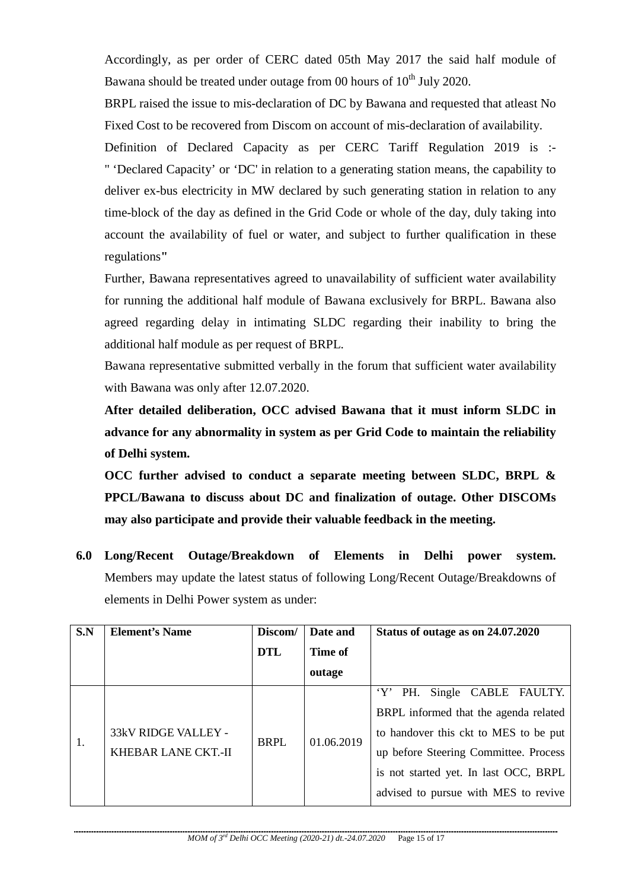Accordingly, as per order of CERC dated 05th May 2017 the said half module of Bawana should be treated under outage from 00 hours of 10th July 2020.

BRPL raised the issue to mis-declaration of DC by Bawana and requested that atleast No Fixed Cost to be recovered from Discom on account of mis-declaration of availability.

Definition of Declared Capacity as per CERC Tariff Regulation 2019 is :- " 'Declared Capacity' or 'DC' in relation to a generating station means, the capability to deliver ex-bus electricity in MW declared by such generating station in relation to any time-block of the day as defined in the Grid Code or whole of the day, duly taking into account the availability of fuel or water, and subject to further qualification in these regulations"

Further, Bawana representatives agreed to unavailability of sufficient water availability for running the additional half module of Bawana exclusively for BRPL. Bawana also agreed regarding delay in intimating SLDC regarding their inability to bring the additional half module as per request of BRPL.

Bawana representative submitted verbally in the forum that sufficient water availability with Bawana was only after 12.07.2020.

**After detailed deliberation, OCC advised Bawana that it must inform SLDC in advance for any abnormality in system as per Grid Code to maintain the reliability of Delhi system.**

**OCC further advised to conduct a separate meeting between SLDC, BRPL & PPCL/Bawana to discuss about DC and finalization of outage. Other DISCOMs may also participate and provide their valuable feedback in the meeting.**

**6.0 Long/Recent Outage/Breakdown of Elements in Delhi power system.** Members may update the latest status of following Long/Recent Outage/Breakdowns of elements in Delhi Power system as under:

| S.N | Element's Name | Discom/ DTL | Date and Time of outage | Status of outage as on 24.07.2020 |
|---|---|---|---|---|
| 1. | 33kV RIDGE VALLEY - KHEBAR LANE CKT.-II | BRPL | 01.06.2019 | 'Y' PH. Single CABLE FAULTY. BRPL informed that the agenda related to handover this ckt to MES to be put up before Steering Committee. Process is not started yet. In last OCC, BRPL advised to pursue with MES to revive |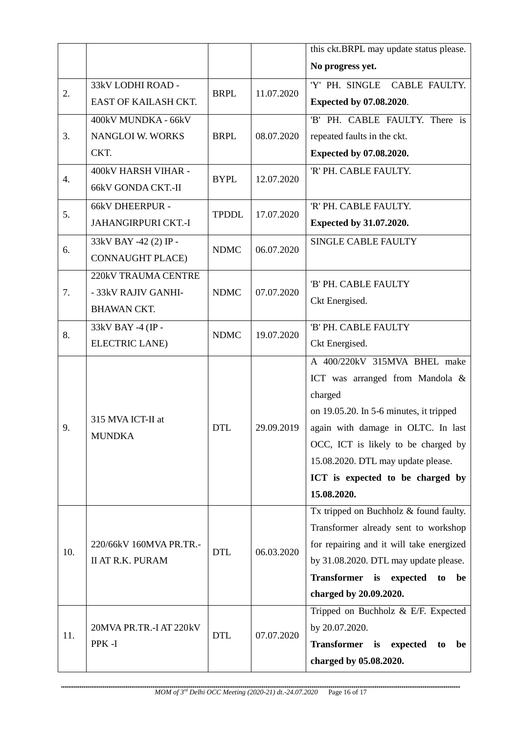| | | | | |
|---|---|---|---|---|
| | | | | this ckt.BRPL may update status please. **No progress yet.** |
| 2. | 33kV LODHI ROAD - EAST OF KAILASH CKT. | BRPL | 11.07.2020 | 'Y' PH. SINGLE CABLE FAULTY. **Expected by 07.08.2020**. |
| 3. | 400kV MUNDKA - 66kV NANGLOI W. WORKS CKT. | BRPL | 08.07.2020 | 'B' PH. CABLE FAULTY. There is repeated faults in the ckt. **Expected by 07.08.2020.** |
| 4. | 400kV HARSH VIHAR - 66kV GONDA CKT.-II | BYPL | 12.07.2020 | 'R' PH. CABLE FAULTY. |
| 5. | 66kV DHEERPUR - JAHANGIRPURI CKT.-I | TPDDL | 17.07.2020 | 'R' PH. CABLE FAULTY. **Expected by 31.07.2020.** |
| 6. | 33kV BAY -42 (2) IP - CONNAUGHT PLACE) | NDMC | 06.07.2020 | SINGLE CABLE FAULTY |
| 7. | 220kV TRAUMA CENTRE - 33kV RAJIV GANHI-BHAWAN CKT. | NDMC | 07.07.2020 | 'B' PH. CABLE FAULTY Ckt Energised. |
| 8. | 33kV BAY -4 (IP - ELECTRIC LANE) | NDMC | 19.07.2020 | 'B' PH. CABLE FAULTY Ckt Energised. |
| 9. | 315 MVA ICT-II at MUNDKA | DTL | 29.09.2019 | A 400/220kV 315MVA BHEL make ICT was arranged from Mandola & charged on 19.05.20. In 5-6 minutes, it tripped again with damage in OLTC. In last OCC, ICT is likely to be charged by 15.08.2020. DTL may update please. **ICT is expected to be charged by 15.08.2020.** |
| 10. | 220/66kV 160MVA PR.TR.-II AT R.K. PURAM | DTL | 06.03.2020 | Tx tripped on Buchholz & found faulty. Transformer already sent to workshop for repairing and it will take energized by 31.08.2020. DTL may update please. **Transformer is expected to be charged by 20.09.2020.** |
| 11. | 20MVA PR.TR.-I AT 220kV PPK -I | DTL | 07.07.2020 | Tripped on Buchholz & E/F. Expected by 20.07.2020. **Transformer is expected to be charged by 05.08.2020.** |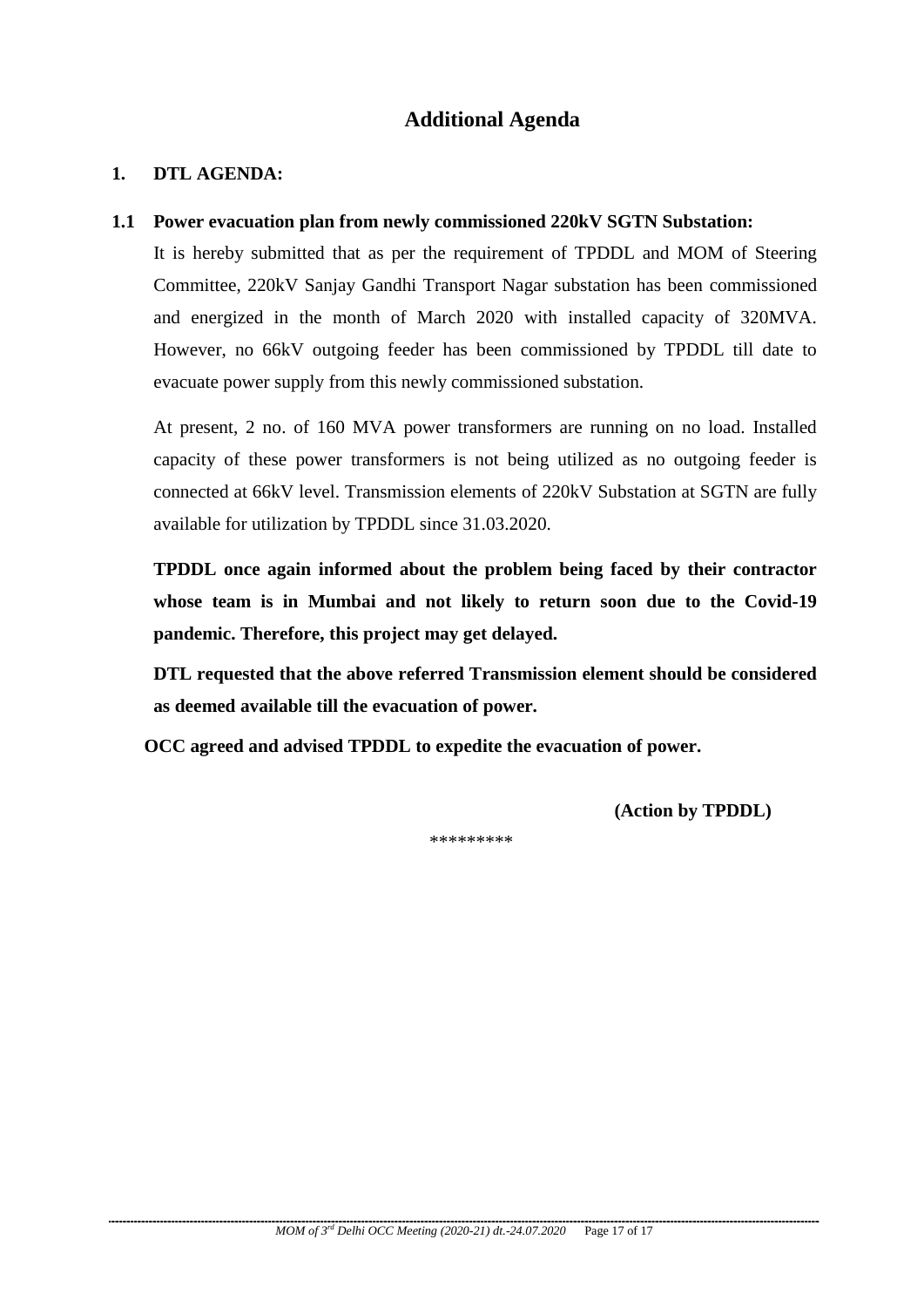## Additional Agenda

### 1. DTL AGENDA:

#### 1.1 Power evacuation plan from newly commissioned 220kV SGTN Substation:

It is hereby submitted that as per the requirement of TPDDL and MOM of Steering Committee, 220kV Sanjay Gandhi Transport Nagar substation has been commissioned and energized in the month of March 2020 with installed capacity of 320MVA. However, no 66kV outgoing feeder has been commissioned by TPDDL till date to evacuate power supply from this newly commissioned substation.

At present, 2 no. of 160 MVA power transformers are running on no load. Installed capacity of these power transformers is not being utilized as no outgoing feeder is connected at 66kV level. Transmission elements of 220kV Substation at SGTN are fully available for utilization by TPDDL since 31.03.2020.

**TPDDL once again informed about the problem being faced by their contractor whose team is in Mumbai and not likely to return soon due to the Covid-19 pandemic. Therefore, this project may get delayed.**

**DTL requested that the above referred Transmission element should be considered as deemed available till the evacuation of power.**

**OCC agreed and advised TPDDL to expedite the evacuation of power.**

**(Action by TPDDL)**

*********